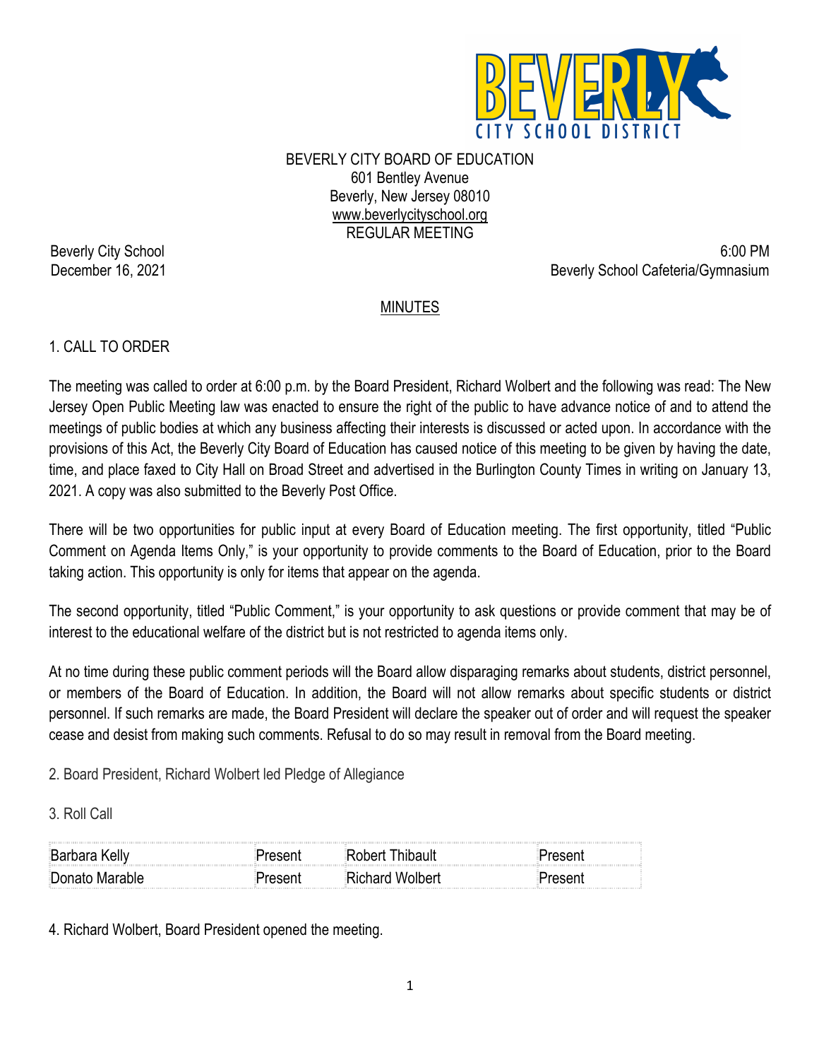BEVERLY CITY BOARD OF EDUCATION
601 Bentley Avenue
Beverly, New Jersey 08010
www.beverlycityschool.org
REGULAR MEETING

Beverly City School
December 16, 2021

6:00 PM
Beverly School Cafeteria/Gymnasium

## MINUTES

1. CALL TO ORDER

The meeting was called to order at 6:00 p.m. by the Board President, Richard Wolbert and the following was read: The New Jersey Open Public Meeting law was enacted to ensure the right of the public to have advance notice of and to attend the meetings of public bodies at which any business affecting their interests is discussed or acted upon. In accordance with the provisions of this Act, the Beverly City Board of Education has caused notice of this meeting to be given by having the date, time, and place faxed to City Hall on Broad Street and advertised in the Burlington County Times in writing on January 13, 2021. A copy was also submitted to the Beverly Post Office.

There will be two opportunities for public input at every Board of Education meeting. The first opportunity, titled "Public Comment on Agenda Items Only," is your opportunity to provide comments to the Board of Education, prior to the Board taking action. This opportunity is only for items that appear on the agenda.

The second opportunity, titled "Public Comment," is your opportunity to ask questions or provide comment that may be of interest to the educational welfare of the district but is not restricted to agenda items only.

At no time during these public comment periods will the Board allow disparaging remarks about students, district personnel, or members of the Board of Education. In addition, the Board will not allow remarks about specific students or district personnel. If such remarks are made, the Board President will declare the speaker out of order and will request the speaker cease and desist from making such comments. Refusal to do so may result in removal from the Board meeting.

2. Board President, Richard Wolbert led Pledge of Allegiance

3. Roll Call

| | | | |
|---|---|---|---|
| Barbara Kelly | Present | Robert Thibault | Present |
| Donato Marable | Present | Richard Wolbert | Present |

4. Richard Wolbert, Board President opened the meeting.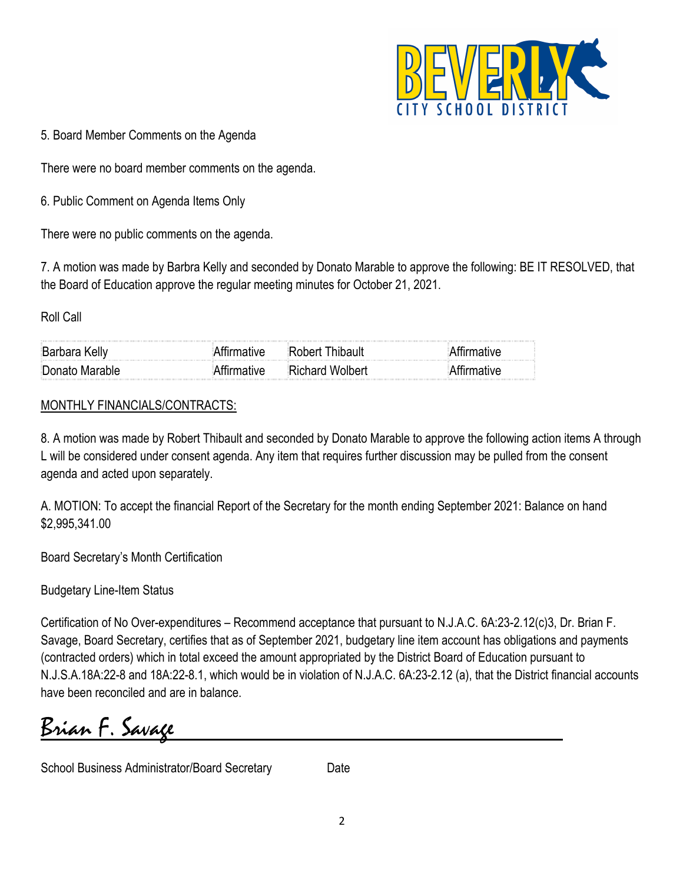5. Board Member Comments on the Agenda

There were no board member comments on the agenda.

6. Public Comment on Agenda Items Only

There were no public comments on the agenda.

7. A motion was made by Barbra Kelly and seconded by Donato Marable to approve the following: BE IT RESOLVED, that the Board of Education approve the regular meeting minutes for October 21, 2021.

Roll Call

| | | | |
|---|---|---|---|
| Barbara Kelly | Affirmative | Robert Thibault | Affirmative |
| Donato Marable | Affirmative | Richard Wolbert | Affirmative |

<u>MONTHLY FINANCIALS/CONTRACTS:</u>

8. A motion was made by Robert Thibault and seconded by Donato Marable to approve the following action items A through L will be considered under consent agenda. Any item that requires further discussion may be pulled from the consent agenda and acted upon separately.

A. MOTION: To accept the financial Report of the Secretary for the month ending September 2021: Balance on hand $2,995,341.00

Board Secretary's Month Certification

Budgetary Line-Item Status

Certification of No Over-expenditures – Recommend acceptance that pursuant to N.J.A.C. 6A:23-2.12(c)3, Dr. Brian F. Savage, Board Secretary, certifies that as of September 2021, budgetary line item account has obligations and payments (contracted orders) which in total exceed the amount appropriated by the District Board of Education pursuant to N.J.S.A.18A:22-8 and 18A:22-8.1, which would be in violation of N.J.A.C. 6A:23-2.12 (a), that the District financial accounts have been reconciled and are in balance.

Brian F. Savage

School Business Administrator/Board Secretary &nbsp;&nbsp;&nbsp;&nbsp;&nbsp;&nbsp;&nbsp;&nbsp; Date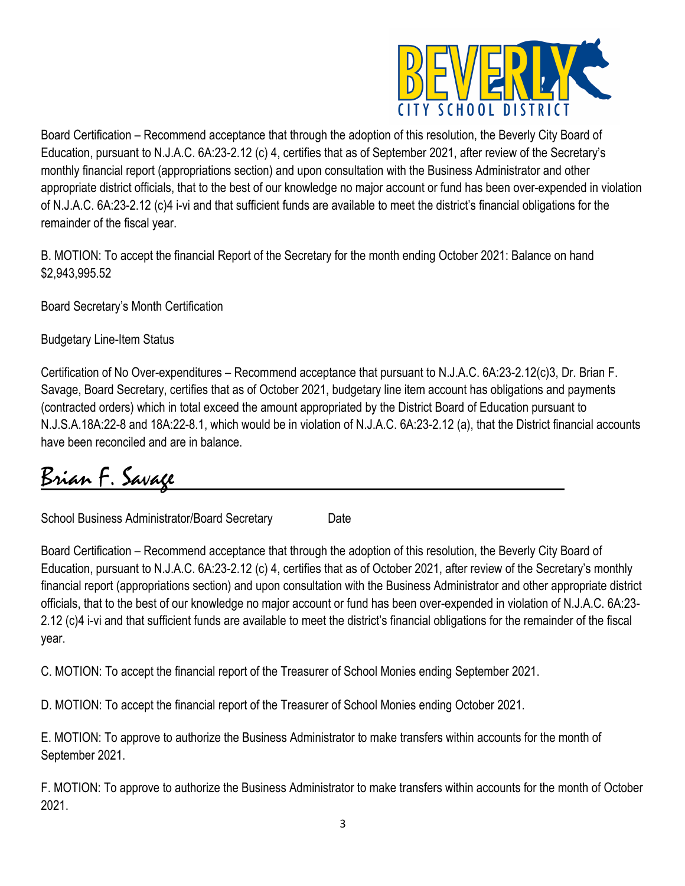Board Certification – Recommend acceptance that through the adoption of this resolution, the Beverly City Board of Education, pursuant to N.J.A.C. 6A:23-2.12 (c) 4, certifies that as of September 2021, after review of the Secretary's monthly financial report (appropriations section) and upon consultation with the Business Administrator and other appropriate district officials, that to the best of our knowledge no major account or fund has been over-expended in violation of N.J.A.C. 6A:23-2.12 (c)4 i-vi and that sufficient funds are available to meet the district's financial obligations for the remainder of the fiscal year.

B. MOTION: To accept the financial Report of the Secretary for the month ending October 2021: Balance on hand $2,943,995.52

Board Secretary's Month Certification

Budgetary Line-Item Status

Certification of No Over-expenditures – Recommend acceptance that pursuant to N.J.A.C. 6A:23-2.12(c)3, Dr. Brian F. Savage, Board Secretary, certifies that as of October 2021, budgetary line item account has obligations and payments (contracted orders) which in total exceed the amount appropriated by the District Board of Education pursuant to N.J.S.A.18A:22-8 and 18A:22-8.1, which would be in violation of N.J.A.C. 6A:23-2.12 (a), that the District financial accounts have been reconciled and are in balance.

Brian F. Savage

School Business Administrator/Board Secretary Date

Board Certification – Recommend acceptance that through the adoption of this resolution, the Beverly City Board of Education, pursuant to N.J.A.C. 6A:23-2.12 (c) 4, certifies that as of October 2021, after review of the Secretary's monthly financial report (appropriations section) and upon consultation with the Business Administrator and other appropriate district officials, that to the best of our knowledge no major account or fund has been over-expended in violation of N.J.A.C. 6A:23-2.12 (c)4 i-vi and that sufficient funds are available to meet the district's financial obligations for the remainder of the fiscal year.

C. MOTION: To accept the financial report of the Treasurer of School Monies ending September 2021.

D. MOTION: To accept the financial report of the Treasurer of School Monies ending October 2021.

E. MOTION: To approve to authorize the Business Administrator to make transfers within accounts for the month of September 2021.

F. MOTION: To approve to authorize the Business Administrator to make transfers within accounts for the month of October 2021.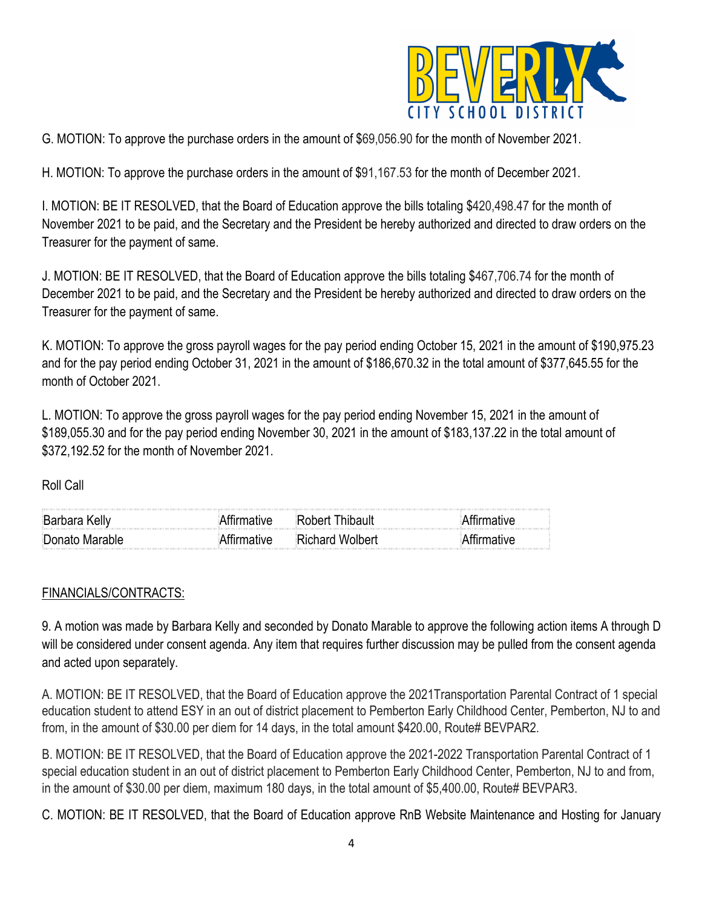G. MOTION: To approve the purchase orders in the amount of $69,056.90 for the month of November 2021.

H. MOTION: To approve the purchase orders in the amount of $91,167.53 for the month of December 2021.

I. MOTION: BE IT RESOLVED, that the Board of Education approve the bills totaling $420,498.47 for the month of November 2021 to be paid, and the Secretary and the President be hereby authorized and directed to draw orders on the Treasurer for the payment of same.

J. MOTION: BE IT RESOLVED, that the Board of Education approve the bills totaling $467,706.74 for the month of December 2021 to be paid, and the Secretary and the President be hereby authorized and directed to draw orders on the Treasurer for the payment of same.

K. MOTION: To approve the gross payroll wages for the pay period ending October 15, 2021 in the amount of $190,975.23 and for the pay period ending October 31, 2021 in the amount of $186,670.32 in the total amount of $377,645.55 for the month of October 2021.

L. MOTION: To approve the gross payroll wages for the pay period ending November 15, 2021 in the amount of $189,055.30 and for the pay period ending November 30, 2021 in the amount of $183,137.22 in the total amount of $372,192.52 for the month of November 2021.

Roll Call

| | | | |
|---|---|---|---|
| Barbara Kelly | Affirmative | Robert Thibault | Affirmative |
| Donato Marable | Affirmative | Richard Wolbert | Affirmative |

FINANCIALS/CONTRACTS:

9. A motion was made by Barbara Kelly and seconded by Donato Marable to approve the following action items A through D will be considered under consent agenda. Any item that requires further discussion may be pulled from the consent agenda and acted upon separately.

A. MOTION: BE IT RESOLVED, that the Board of Education approve the 2021Transportation Parental Contract of 1 special education student to attend ESY in an out of district placement to Pemberton Early Childhood Center, Pemberton, NJ to and from, in the amount of $30.00 per diem for 14 days, in the total amount $420.00, Route# BEVPAR2.

B. MOTION: BE IT RESOLVED, that the Board of Education approve the 2021-2022 Transportation Parental Contract of 1 special education student in an out of district placement to Pemberton Early Childhood Center, Pemberton, NJ to and from, in the amount of $30.00 per diem, maximum 180 days, in the total amount of $5,400.00, Route# BEVPAR3.

C. MOTION: BE IT RESOLVED, that the Board of Education approve RnB Website Maintenance and Hosting for January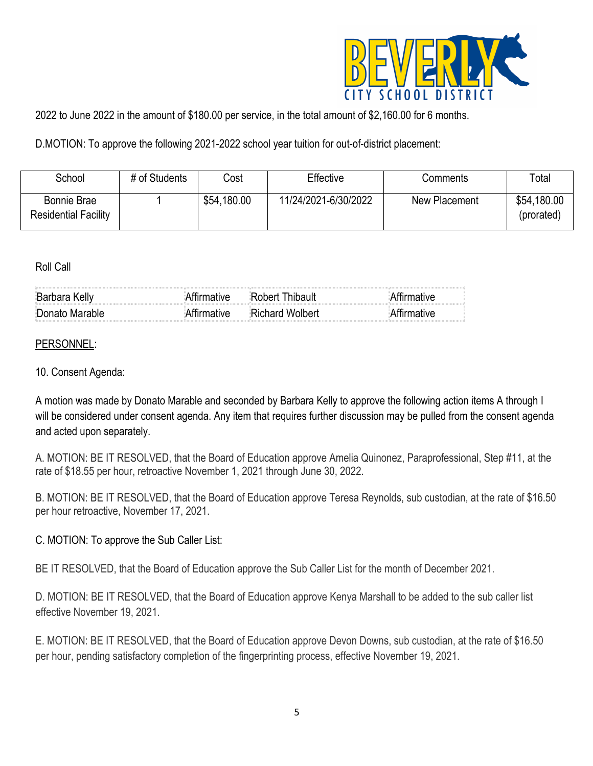2022 to June 2022 in the amount of $180.00 per service, in the total amount of $2,160.00 for 6 months.

D.MOTION: To approve the following 2021-2022 school year tuition for out-of-district placement:

| School | # of Students | Cost | Effective | Comments | Total |
|---|---|---|---|---|---|
| Bonnie Brae Residential Facility | 1 | $54,180.00 | 11/24/2021-6/30/2022 | New Placement | $54,180.00 (prorated) |

Roll Call

| | | | |
|---|---|---|---|
| Barbara Kelly | Affirmative | Robert Thibault | Affirmative |
| Donato Marable | Affirmative | Richard Wolbert | Affirmative |

PERSONNEL:

10. Consent Agenda:

A motion was made by Donato Marable and seconded by Barbara Kelly to approve the following action items A through I will be considered under consent agenda. Any item that requires further discussion may be pulled from the consent agenda and acted upon separately.

A. MOTION: BE IT RESOLVED, that the Board of Education approve Amelia Quinonez, Paraprofessional, Step #11, at the rate of $18.55 per hour, retroactive November 1, 2021 through June 30, 2022.

B. MOTION: BE IT RESOLVED, that the Board of Education approve Teresa Reynolds, sub custodian, at the rate of $16.50 per hour retroactive, November 17, 2021.

C. MOTION: To approve the Sub Caller List:

BE IT RESOLVED, that the Board of Education approve the Sub Caller List for the month of December 2021.

D. MOTION: BE IT RESOLVED, that the Board of Education approve Kenya Marshall to be added to the sub caller list effective November 19, 2021.

E. MOTION: BE IT RESOLVED, that the Board of Education approve Devon Downs, sub custodian, at the rate of $16.50 per hour, pending satisfactory completion of the fingerprinting process, effective November 19, 2021.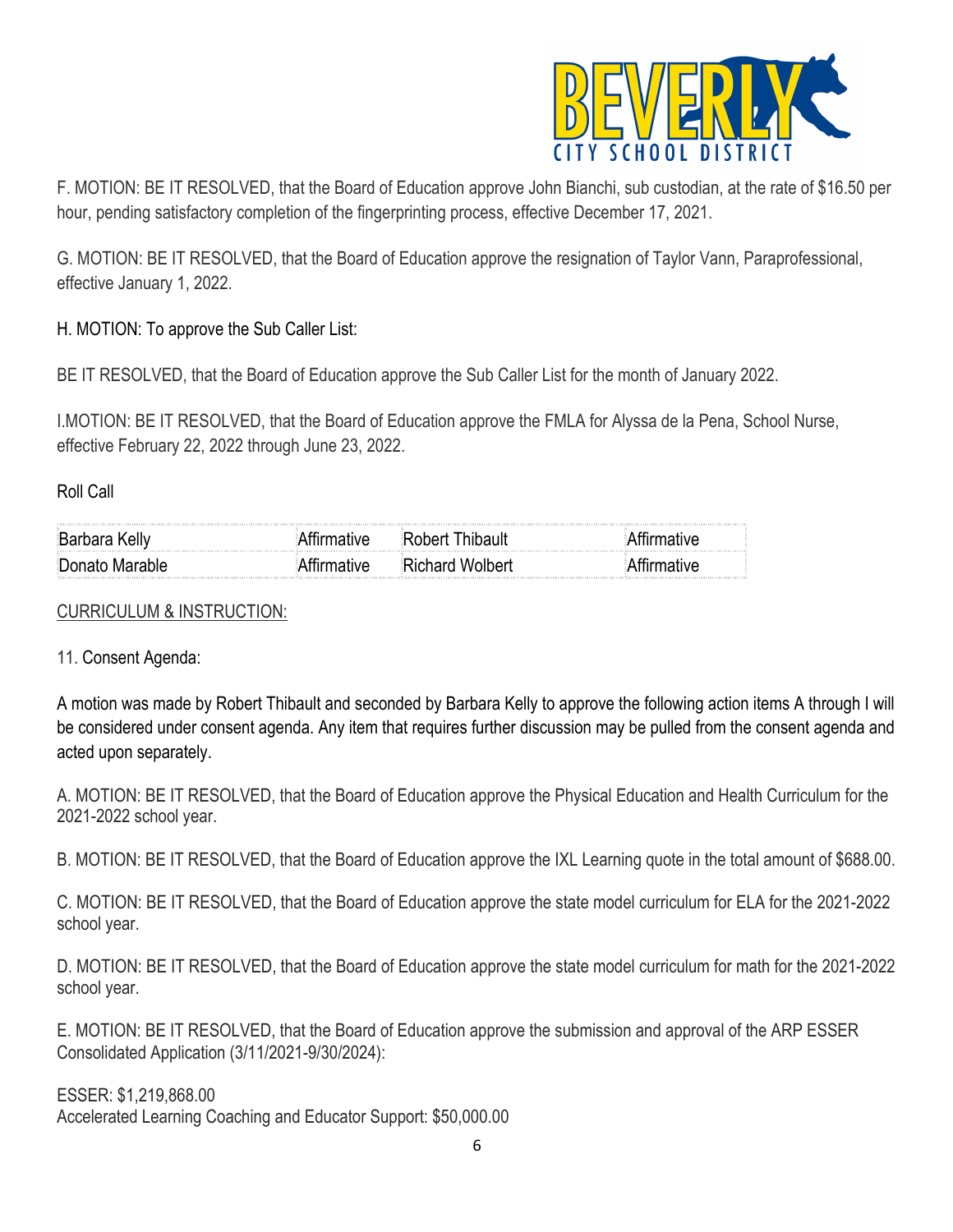F. MOTION: BE IT RESOLVED, that the Board of Education approve John Bianchi, sub custodian, at the rate of $16.50 per hour, pending satisfactory completion of the fingerprinting process, effective December 17, 2021.

G. MOTION: BE IT RESOLVED, that the Board of Education approve the resignation of Taylor Vann, Paraprofessional, effective January 1, 2022.

H. MOTION: To approve the Sub Caller List:

BE IT RESOLVED, that the Board of Education approve the Sub Caller List for the month of January 2022.

I.MOTION: BE IT RESOLVED, that the Board of Education approve the FMLA for Alyssa de la Pena, School Nurse, effective February 22, 2022 through June 23, 2022.

Roll Call

| | | | |
|---|---|---|---|
| Barbara Kelly | Affirmative | Robert Thibault | Affirmative |
| Donato Marable | Affirmative | Richard Wolbert | Affirmative |

<u>CURRICULUM & INSTRUCTION:</u>

11. Consent Agenda:

A motion was made by Robert Thibault and seconded by Barbara Kelly to approve the following action items A through I will be considered under consent agenda. Any item that requires further discussion may be pulled from the consent agenda and acted upon separately.

A. MOTION: BE IT RESOLVED, that the Board of Education approve the Physical Education and Health Curriculum for the 2021-2022 school year.

B. MOTION: BE IT RESOLVED, that the Board of Education approve the IXL Learning quote in the total amount of $688.00.

C. MOTION: BE IT RESOLVED, that the Board of Education approve the state model curriculum for ELA for the 2021-2022 school year.

D. MOTION: BE IT RESOLVED, that the Board of Education approve the state model curriculum for math for the 2021-2022 school year.

E. MOTION: BE IT RESOLVED, that the Board of Education approve the submission and approval of the ARP ESSER Consolidated Application (3/11/2021-9/30/2024):

ESSER: $1,219,868.00
Accelerated Learning Coaching and Educator Support: $50,000.00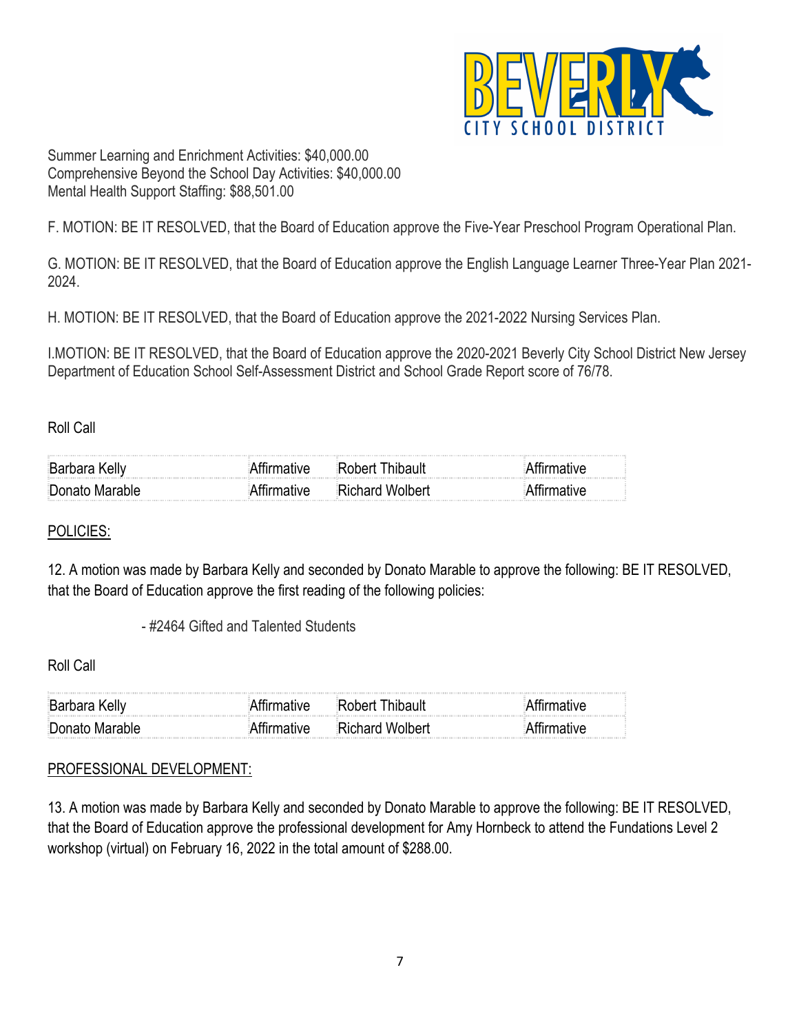Summer Learning and Enrichment Activities: $40,000.00
Comprehensive Beyond the School Day Activities: $40,000.00
Mental Health Support Staffing: $88,501.00

F. MOTION: BE IT RESOLVED, that the Board of Education approve the Five-Year Preschool Program Operational Plan.

G. MOTION: BE IT RESOLVED, that the Board of Education approve the English Language Learner Three-Year Plan 2021-2024.

H. MOTION: BE IT RESOLVED, that the Board of Education approve the 2021-2022 Nursing Services Plan.

I.MOTION: BE IT RESOLVED, that the Board of Education approve the 2020-2021 Beverly City School District New Jersey Department of Education School Self-Assessment District and School Grade Report score of 76/78.

Roll Call

| | | | |
|---|---|---|---|
| Barbara Kelly | Affirmative | Robert Thibault | Affirmative |
| Donato Marable | Affirmative | Richard Wolbert | Affirmative |

<u>POLICIES:</u>

12. A motion was made by Barbara Kelly and seconded by Donato Marable to approve the following: BE IT RESOLVED, that the Board of Education approve the first reading of the following policies:

- #2464 Gifted and Talented Students

Roll Call

| | | | |
|---|---|---|---|
| Barbara Kelly | Affirmative | Robert Thibault | Affirmative |
| Donato Marable | Affirmative | Richard Wolbert | Affirmative |

<u>PROFESSIONAL DEVELOPMENT:</u>

13. A motion was made by Barbara Kelly and seconded by Donato Marable to approve the following: BE IT RESOLVED, that the Board of Education approve the professional development for Amy Hornbeck to attend the Fundations Level 2 workshop (virtual) on February 16, 2022 in the total amount of $288.00.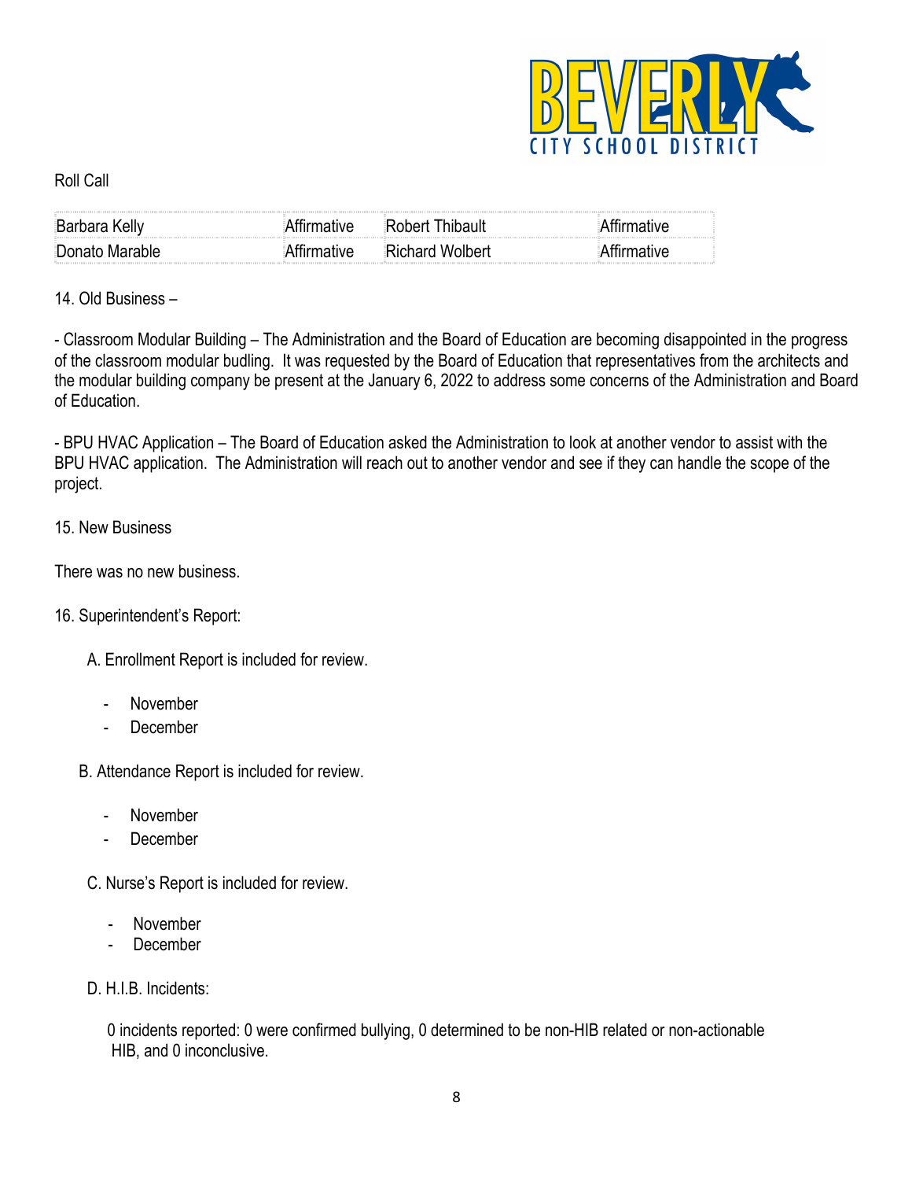Roll Call

| Barbara Kelly | Affirmative | Robert Thibault | Affirmative |
|---|---|---|---|
| Donato Marable | Affirmative | Richard Wolbert | Affirmative |

14. Old Business –

- Classroom Modular Building – The Administration and the Board of Education are becoming disappointed in the progress of the classroom modular budling. It was requested by the Board of Education that representatives from the architects and the modular building company be present at the January 6, 2022 to address some concerns of the Administration and Board of Education.

- BPU HVAC Application – The Board of Education asked the Administration to look at another vendor to assist with the BPU HVAC application. The Administration will reach out to another vendor and see if they can handle the scope of the project.

15. New Business

There was no new business.

16. Superintendent's Report:

A. Enrollment Report is included for review.

- November
- December

B. Attendance Report is included for review.

- November
- December

C. Nurse's Report is included for review.

- November
- December

D. H.I.B. Incidents:

0 incidents reported: 0 were confirmed bullying, 0 determined to be non-HIB related or non-actionable HIB, and 0 inconclusive.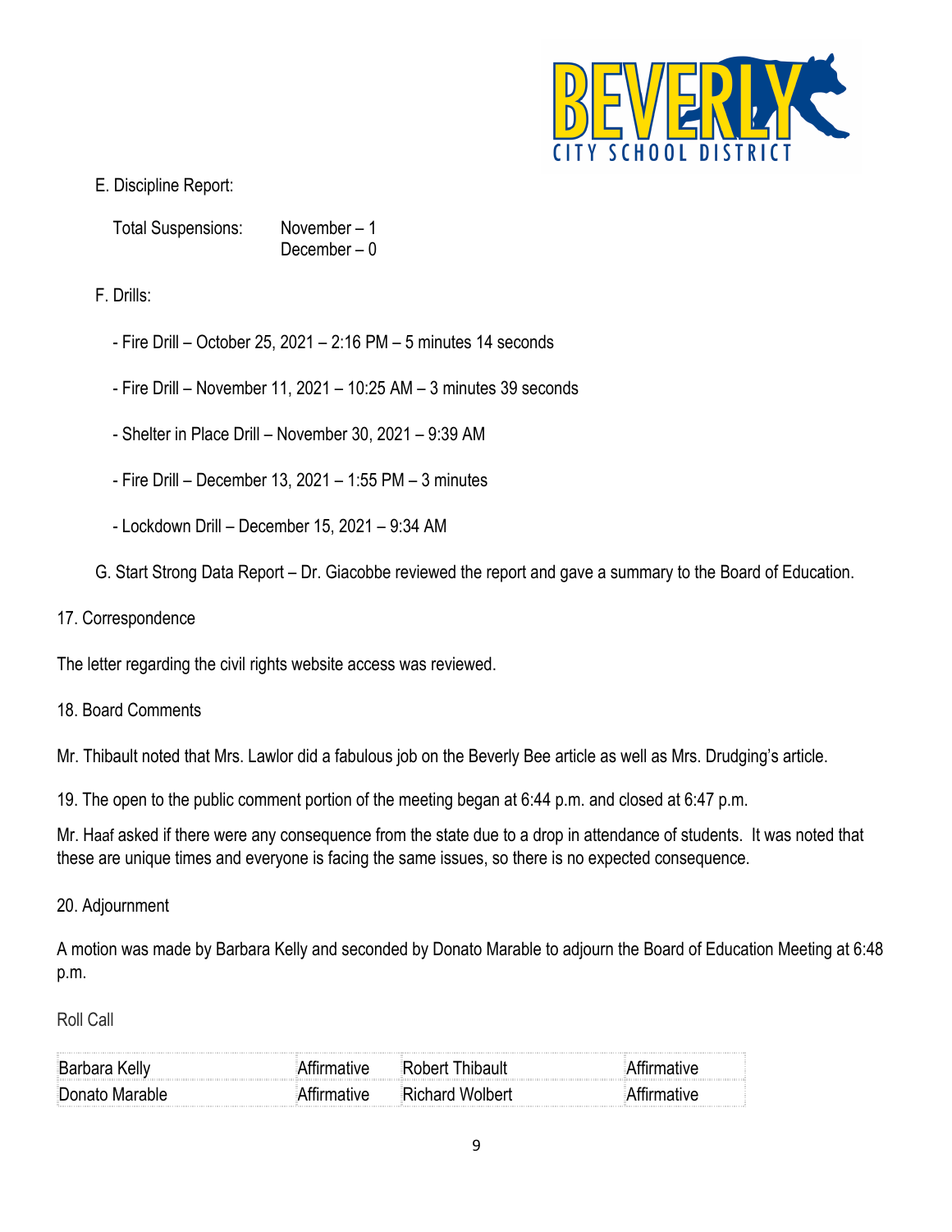E. Discipline Report:

Total Suspensions: November – 1
December – 0

F. Drills:

- Fire Drill – October 25, 2021 – 2:16 PM – 5 minutes 14 seconds
- Fire Drill – November 11, 2021 – 10:25 AM – 3 minutes 39 seconds
- Shelter in Place Drill – November 30, 2021 – 9:39 AM
- Fire Drill – December 13, 2021 – 1:55 PM – 3 minutes
- Lockdown Drill – December 15, 2021 – 9:34 AM

G. Start Strong Data Report – Dr. Giacobbe reviewed the report and gave a summary to the Board of Education.

17. Correspondence

The letter regarding the civil rights website access was reviewed.

18. Board Comments

Mr. Thibault noted that Mrs. Lawlor did a fabulous job on the Beverly Bee article as well as Mrs. Drudging's article.

19. The open to the public comment portion of the meeting began at 6:44 p.m. and closed at 6:47 p.m.

Mr. Haaf asked if there were any consequence from the state due to a drop in attendance of students. It was noted that these are unique times and everyone is facing the same issues, so there is no expected consequence.

20. Adjournment

A motion was made by Barbara Kelly and seconded by Donato Marable to adjourn the Board of Education Meeting at 6:48 p.m.

Roll Call

| | | | |
|---|---|---|---|
| Barbara Kelly | Affirmative | Robert Thibault | Affirmative |
| Donato Marable | Affirmative | Richard Wolbert | Affirmative |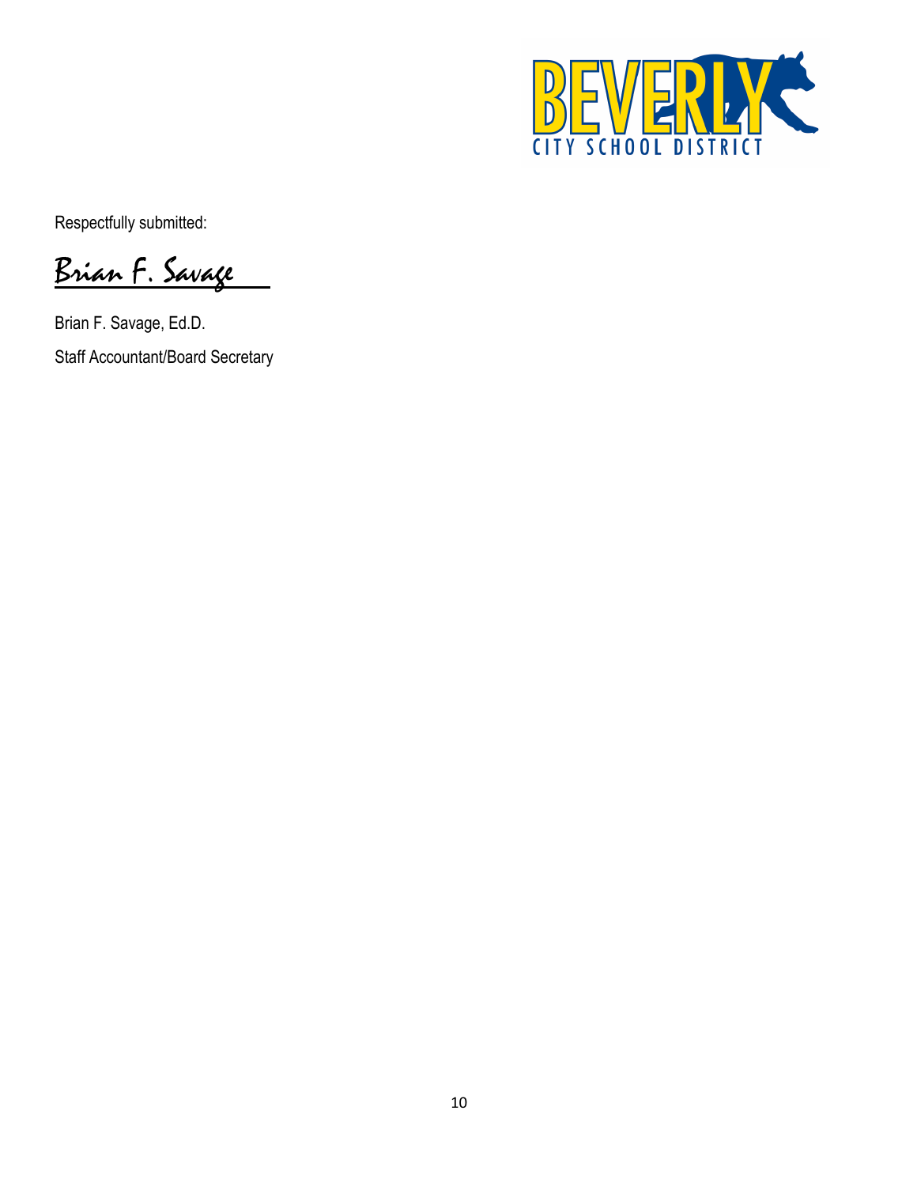Respectfully submitted:

Brian F. Savage

Brian F. Savage, Ed.D.

Staff Accountant/Board Secretary